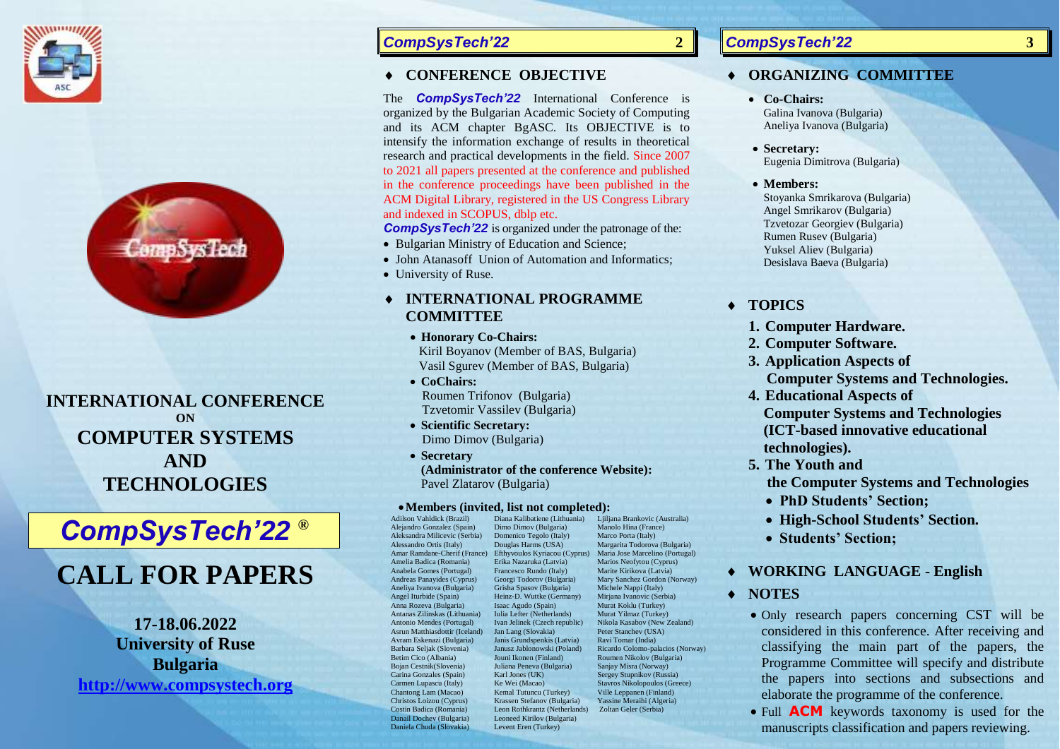INTERNATIONAL CONFERENCE
ON
COMPUTER SYSTEMS
AND
TECHNOLOGIES

# *CompSysTech'22* ®

# CALL FOR PAPERS

**17-18.06.2022**
**University of Ruse**
**Bulgaria**
**http://www.compsystech.org**

## ♦ CONFERENCE OBJECTIVE

The ***CompSysTech'22*** International Conference is organized by the Bulgarian Academic Society of Computing and its ACM chapter BgASC. Its OBJECTIVE is to intensify the information exchange of results in theoretical research and practical developments in the field. Since 2007 to 2021 all papers presented at the conference and published in the conference proceedings have been published in the ACM Digital Library, registered in the US Congress Library and indexed in SCOPUS, dblp etc.

***CompSysTech'22*** is organized under the patronage of the:

- Bulgarian Ministry of Education and Science;
- John Atanasoff Union of Automation and Informatics;
- University of Ruse.

## ♦ INTERNATIONAL PROGRAMME COMMITTEE

- **Honorary Co-Chairs:**
  Kiril Boyanov (Member of BAS, Bulgaria)
  Vasil Sgurev (Member of BAS, Bulgaria)
- **CoChairs:**
  Roumen Trifonov (Bulgaria)
  Tzvetomir Vassilev (Bulgaria)
- **Scientific Secretary:**
  Dimo Dimov (Bulgaria)
- **Secretary (Administrator of the conference Website):**
  Pavel Zlatarov (Bulgaria)

- **Members (invited, list not completed):**

Adilson Vahldick (Brazil)
Alejandro Gonzalez (Spain)
Aleksandra Milicevic (Serbia)
Alessandro Ortis (Italy)
Amar Ramdane-Cherif (France)
Amelia Badica (Romania)
Anabela Gomes (Portugal)
Andreas Panayides (Cyprus)
Aneliya Ivanova (Bulgaria)
Angel Iturbide (Spain)
Anna Rozeva (Bulgaria)
Antanas Zilinskas (Lithuania)
Antonio Mendes (Portugal)
Asrun Matthiasdottir (Iceland)
Avram Eskenazi (Bulgaria)
Barbara Seljak (Slovenia)
Betim Cico (Albania)
Bojan Cestnik(Slovenia)
Carina Gonzales (Spain)
Carmen Lupascu (Italy)
Chantong Lam (Macao)
Christos Loizou (Cyprus)
Costin Badica (Romania)
Danail Dochev (Bulgaria)
Daniela Chuda (Slovakia)
Diana Kalibatiene (Lithuania)
Dimo Dimov (Bulgaria)
Domenico Tegolo (Italy)
Douglas Harms (USA)
Efthyvoulos Kyriacou (Cyprus)
Erika Nazaruka (Latvia)
Francesco Rundo (Italy)
Georgi Todorov (Bulgaria)
Grisha Spasov (Bulgaria)
Heinz-D. Wuttke (Germany)
Isaac Agudo (Spain)
Iulia Lefter (Netherlands)
Ivan Jelinek (Czech republic)
Jan Lang (Slovakia)
Janis Grundspenkis (Latvia)
Janusz Jablonowski (Poland)
Jouni Ikonen (Finland)
Juliana Peneva (Bulgaria)
Karl Jones (UK)
Ke Wei (Macao)
Kemal Tutuncu (Turkey)
Krassen Stefanov (Bulgaria)
Leon Rothkrantz (Netherlands)
Leoneed Kirilov (Bulgaria)
Levent Eren (Turkey)
Ljiljana Brankovic (Australia)
Manolo Hina (France)
Marco Porta (Italy)
Margarita Todorova (Bulgaria)
Maria Jose Marcelino (Portugal)
Marios Neofytou (Cyprus)
Marite Kirikova (Latvia)
Mary Sanchez Gordon (Norway)
Michele Nappi (Italy)
Mirjana Ivanovic (Serbia)
Murat Koklu (Turkey)
Murat Yilmaz (Turkey)
Nikola Kasabov (New Zealand)
Peter Stanchev (USA)
Ravi Tomar (India)
Ricardo Colomo-palacios (Norway)
Roumen Nikolov (Bulgaria)
Sanjay Misra (Norway)
Sergey Stupnikov (Russia)
Stavros Nikolopoulos (Greece)
Ville Leppanen (Finland)
Yassine Meraihi (Algeria)
Zoltan Geler (Serbia)

## ♦ ORGANIZING COMMITTEE

- **Co-Chairs:**
  Galina Ivanova (Bulgaria)
  Aneliya Ivanova (Bulgaria)
- **Secretary:**
  Eugenia Dimitrova (Bulgaria)
- **Members:**
  Stoyanka Smrikarova (Bulgaria)
  Angel Smrikarov (Bulgaria)
  Tzvetozar Georgiev (Bulgaria)
  Rumen Rusev (Bulgaria)
  Yuksel Aliev (Bulgaria)
  Desislava Baeva (Bulgaria)

## ♦ TOPICS

1. **Computer Hardware.**
2. **Computer Software.**
3. **Application Aspects of Computer Systems and Technologies.**
4. **Educational Aspects of Computer Systems and Technologies (ICT-based innovative educational technologies).**
5. **The Youth and the Computer Systems and Technologies**
   - **PhD Students' Section;**
   - **High-School Students' Section.**
   - **Students' Section;**

## ♦ WORKING LANGUAGE - English

## ♦ NOTES

- Only research papers concerning CST will be considered in this conference. After receiving and classifying the main part of the papers, the Programme Committee will specify and distribute the papers into sections and subsections and elaborate the programme of the conference.
- Full **ACM** keywords taxonomy is used for the manuscripts classification and papers reviewing.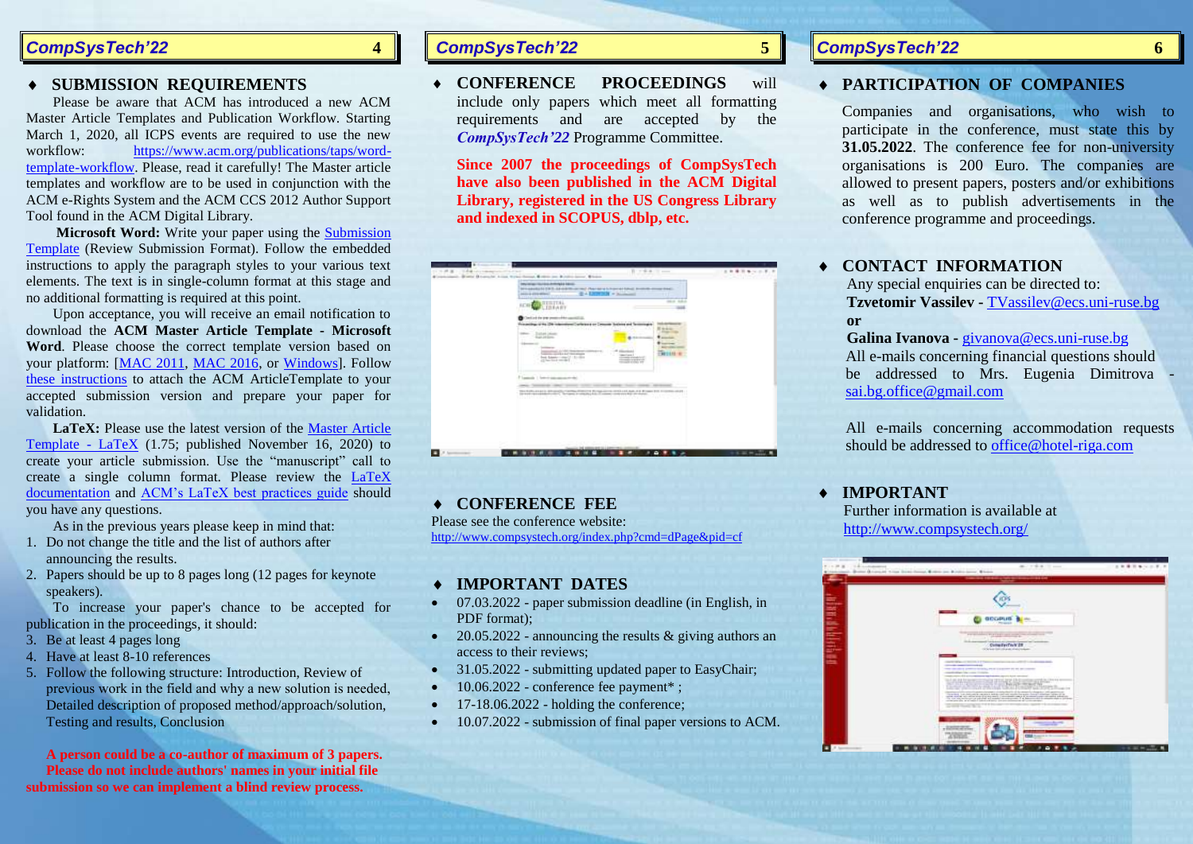## ♦ SUBMISSION REQUIREMENTS

Please be aware that ACM has introduced a new ACM Master Article Templates and Publication Workflow. Starting March 1, 2020, all ICPS events are required to use the new workflow: https://www.acm.org/publications/taps/word-template-workflow. Please, read it carefully! The Master article templates and workflow are to be used in conjunction with the ACM e-Rights System and the ACM CCS 2012 Author Support Tool found in the ACM Digital Library.

**Microsoft Word:** Write your paper using the Submission Template (Review Submission Format). Follow the embedded instructions to apply the paragraph styles to your various text elements. The text is in single-column format at this stage and no additional formatting is required at this point.

Upon acceptance, you will receive an email notification to download the **ACM Master Article Template - Microsoft Word**. Please choose the correct template version based on your platform: [MAC 2011, MAC 2016, or Windows]. Follow these instructions to attach the ACM ArticleTemplate to your accepted submission version and prepare your paper for validation.

**LaTeX:** Please use the latest version of the Master Article Template - LaTeX (1.75; published November 16, 2020) to create your article submission. Use the "manuscript" call to create a single column format. Please review the LaTeX documentation and ACM's LaTeX best practices guide should you have any questions.

As in the previous years please keep in mind that:

1. Do not change the title and the list of authors after announcing the results.
2. Papers should be up to 8 pages long (12 pages for keynote speakers).

To increase your paper's chance to be accepted for publication in the proceedings, it should:

3. Be at least 4 pages long
4. Have at least 8-10 references
5. Follow the following structure: Introduction, Review of previous work in the field and why a new solution is needed, Detailed description of proposed method/approach/solution, Testing and results, Conclusion

**A person could be a co-author of maximum of 3 papers. Please do not include authors' names in your initial file submission so we can implement a blind review process.**

♦ **CONFERENCE PROCEEDINGS** will include only papers which meet all formatting requirements and are accepted by the ***CompSysTech'22*** Programme Committee.

**Since 2007 the proceedings of CompSysTech have also been published in the ACM Digital Library, registered in the US Congress Library and indexed in SCOPUS, dblp, etc.**

## ♦ CONFERENCE FEE

Please see the conference website:
http://www.compsystech.org/index.php?cmd=dPage&pid=cf

## ♦ IMPORTANT DATES

- 07.03.2022 - paper submission deadline (in English, in PDF format);
- 20.05.2022 - announcing the results & giving authors an access to their reviews;
- 31.05.2022 - submitting updated paper to EasyChair;
- 10.06.2022 - conference fee payment* ;
- 17-18.06.2022 - holding the conference;
- 10.07.2022 - submission of final paper versions to ACM.

## ♦ PARTICIPATION OF COMPANIES

Companies and organisations, who wish to participate in the conference, must state this by **31.05.2022**. The conference fee for non-university organisations is 200 Euro. The companies are allowed to present papers, posters and/or exhibitions as well as to publish advertisements in the conference programme and proceedings.

## ♦ CONTACT INFORMATION

Any special enquiries can be directed to:
**Tzvetomir Vassilev** - TVassilev@ecs.uni-ruse.bg
**or**
**Galina Ivanova** - givanova@ecs.uni-ruse.bg
All e-mails concerning financial questions should be addressed to Mrs. Eugenia Dimitrova - sai.bg.office@gmail.com

All e-mails concerning accommodation requests should be addressed to office@hotel-riga.com

## ♦ IMPORTANT

Further information is available at
http://www.compsystech.org/